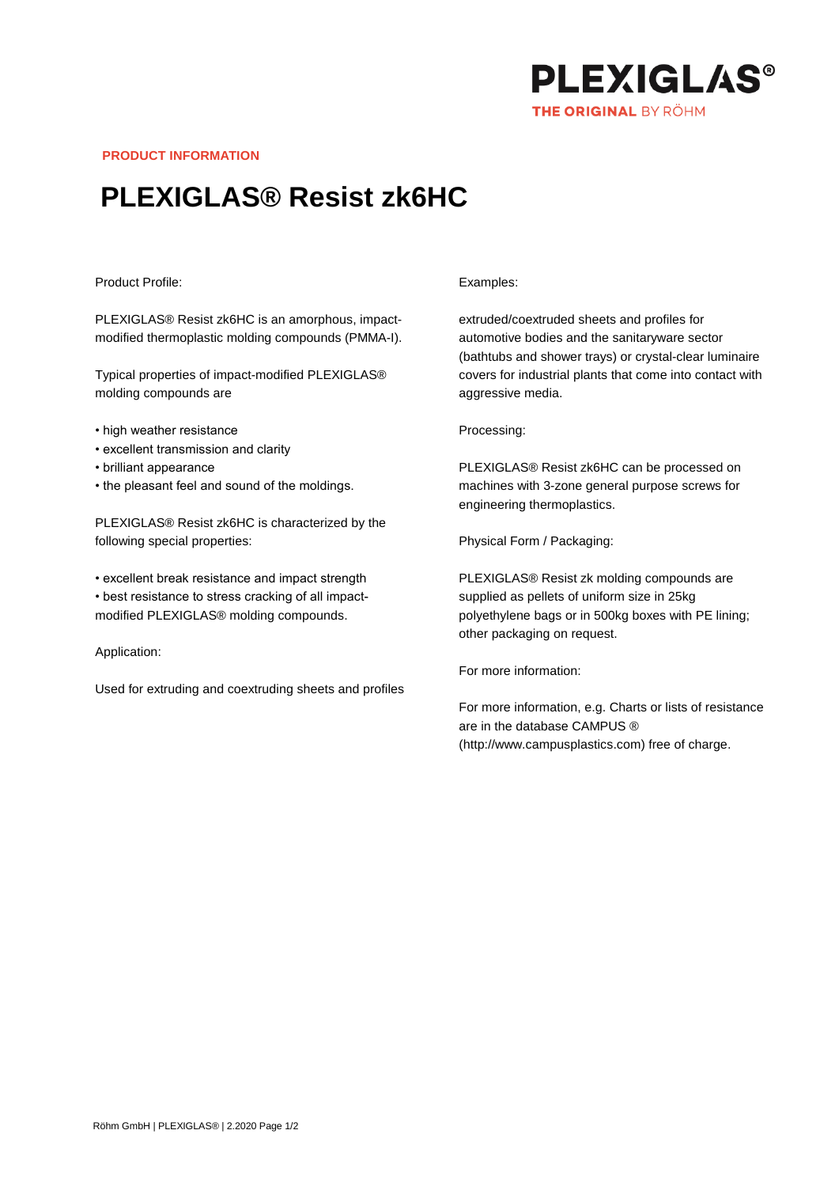PRODUCT INFORMATION

# PLEXIGLAS® Resist zk6HC

Product Profile:

PLEXIGLAS® Resist zk6HC is an amorphous, impact-modified thermoplastic molding compounds (PMMA-I).

Typical properties of impact-modified PLEXIGLAS® molding compounds are

- high weather resistance
- excellent transmission and clarity
- brilliant appearance
- the pleasant feel and sound of the moldings.

PLEXIGLAS® Resist zk6HC is characterized by the following special properties:

- excellent break resistance and impact strength
- best resistance to stress cracking of all impact-modified PLEXIGLAS® molding compounds.

Application:

Used for extruding and coextruding sheets and profiles

Examples:

extruded/coextruded sheets and profiles for automotive bodies and the sanitaryware sector (bathtubs and shower trays) or crystal-clear luminaire covers for industrial plants that come into contact with aggressive media.

Processing:

PLEXIGLAS® Resist zk6HC can be processed on machines with 3-zone general purpose screws for engineering thermoplastics.

Physical Form / Packaging:

PLEXIGLAS® Resist zk molding compounds are supplied as pellets of uniform size in 25kg polyethylene bags or in 500kg boxes with PE lining; other packaging on request.

For more information:

For more information, e.g. Charts or lists of resistance are in the database CAMPUS ® (http://www.campusplastics.com) free of charge.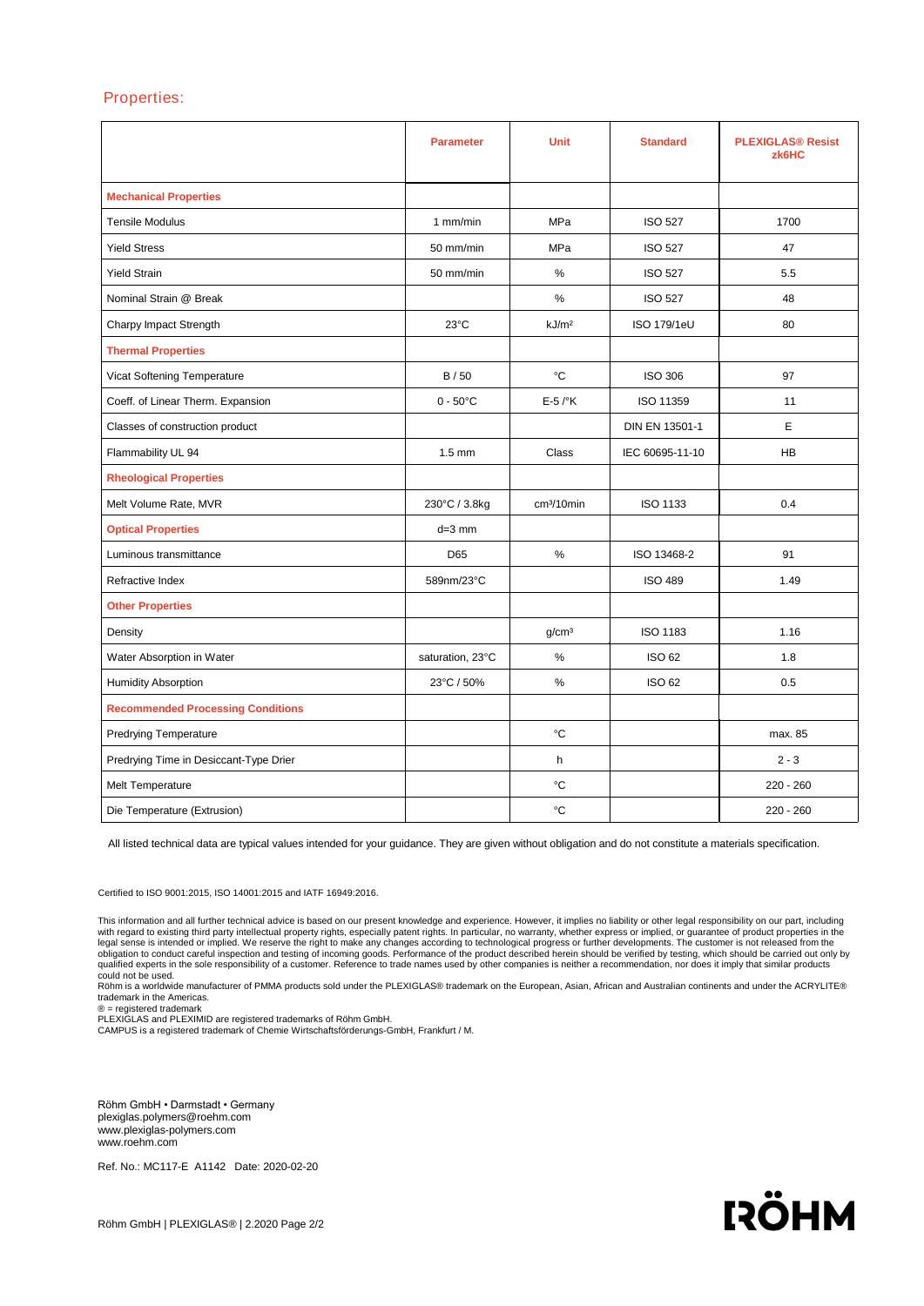## Properties:

| | Parameter | Unit | Standard | PLEXIGLAS® Resist zk6HC |
|---|---|---|---|---|
| **Mechanical Properties** | | | | |
| Tensile Modulus | 1 mm/min | MPa | ISO 527 | 1700 |
| Yield Stress | 50 mm/min | MPa | ISO 527 | 47 |
| Yield Strain | 50 mm/min | % | ISO 527 | 5.5 |
| Nominal Strain @ Break | | % | ISO 527 | 48 |
| Charpy Impact Strength | 23°C | $kJ/m^2$ | ISO 179/1eU | 80 |
| **Thermal Properties** | | | | |
| Vicat Softening Temperature | B / 50 | °C | ISO 306 | 97 |
| Coeff. of Linear Therm. Expansion | 0 - 50°C | E-5 /°K | ISO 11359 | 11 |
| Classes of construction product | | | DIN EN 13501-1 | E |
| Flammability UL 94 | 1.5 mm | Class | IEC 60695-11-10 | HB |
| **Rheological Properties** | | | | |
| Melt Volume Rate, MVR | 230°C / 3.8kg | $cm^3/10min$ | ISO 1133 | 0.4 |
| **Optical Properties** | d=3 mm | | | |
| Luminous transmittance | D65 | % | ISO 13468-2 | 91 |
| Refractive Index | 589nm/23°C | | ISO 489 | 1.49 |
| **Other Properties** | | | | |
| Density | | $g/cm^3$ | ISO 1183 | 1.16 |
| Water Absorption in Water | saturation, 23°C | % | ISO 62 | 1.8 |
| Humidity Absorption | 23°C / 50% | % | ISO 62 | 0.5 |
| **Recommended Processing Conditions** | | | | |
| Predrying Temperature | | °C | | max. 85 |
| Predrying Time in Desiccant-Type Drier | | h | | 2 - 3 |
| Melt Temperature | | °C | | 220 - 260 |
| Die Temperature (Extrusion) | | °C | | 220 - 260 |

All listed technical data are typical values intended for your guidance. They are given without obligation and do not constitute a materials specification.

Certified to ISO 9001:2015, ISO 14001:2015 and IATF 16949:2016.

This information and all further technical advice is based on our present knowledge and experience. However, it implies no liability or other legal responsibility on our part, including with regard to existing third party intellectual property rights, especially patent rights. In particular, no warranty, whether express or implied, or guarantee of product properties in the legal sense is intended or implied. We reserve the right to make any changes according to technological progress or further developments. The customer is not released from the obligation to conduct careful inspection and testing of incoming goods. Performance of the product described herein should be verified by testing, which should be carried out only by qualified experts in the sole responsibility of a customer. Reference to trade names used by other companies is neither a recommendation, nor does it imply that similar products could not be used.
Röhm is a worldwide manufacturer of PMMA products sold under the PLEXIGLAS® trademark on the European, Asian, African and Australian continents and under the ACRYLITE® trademark in the Americas.
® = registered trademark
PLEXIGLAS and PLEXIMID are registered trademarks of Röhm GmbH.
CAMPUS is a registered trademark of Chemie Wirtschaftsförderungs-GmbH, Frankfurt / M.

Röhm GmbH • Darmstadt • Germany
plexiglas.polymers@roehm.com
www.plexiglas-polymers.com
www.roehm.com

Ref. No.: MC117-E A1142 Date: 2020-02-20

RÖHM